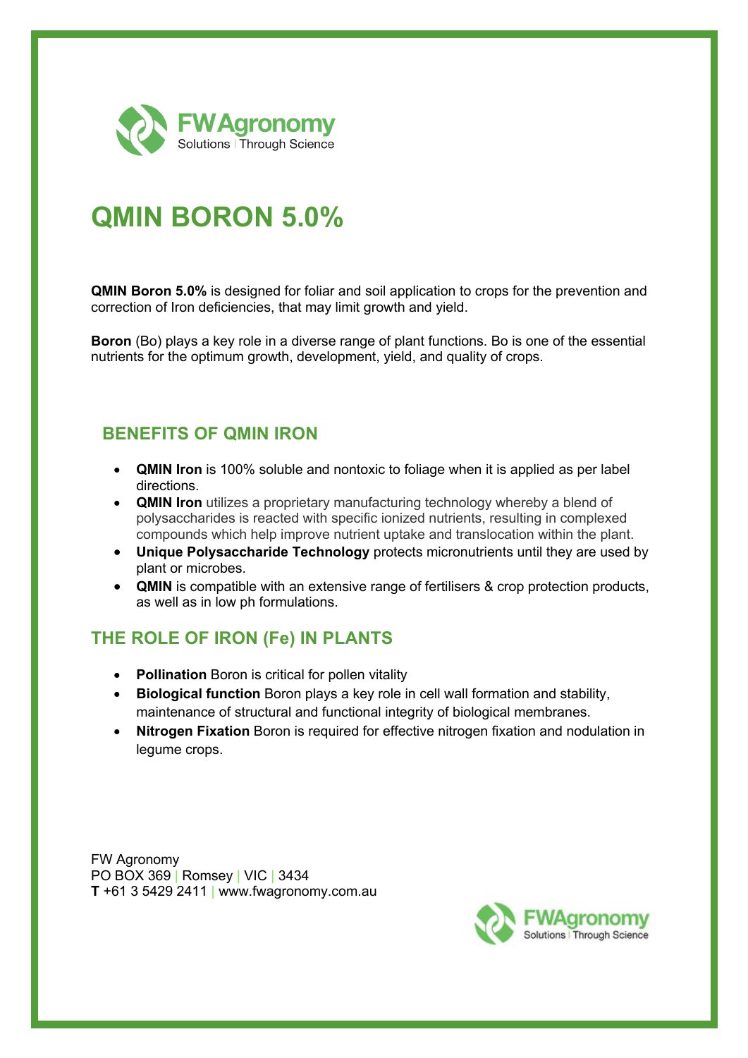FWAgronomy
Solutions | Through Science

# QMIN BORON 5.0%

**QMIN Boron 5.0%** is designed for foliar and soil application to crops for the prevention and correction of Iron deficiencies, that may limit growth and yield.

**Boron** (Bo) plays a key role in a diverse range of plant functions. Bo is one of the essential nutrients for the optimum growth, development, yield, and quality of crops.

## BENEFITS OF QMIN IRON

- **QMIN Iron** is 100% soluble and nontoxic to foliage when it is applied as per label directions.
- **QMIN Iron** utilizes a proprietary manufacturing technology whereby a blend of polysaccharides is reacted with specific ionized nutrients, resulting in complexed compounds which help improve nutrient uptake and translocation within the plant.
- **Unique Polysaccharide Technology** protects micronutrients until they are used by plant or microbes.
- **QMIN** is compatible with an extensive range of fertilisers & crop protection products, as well as in low ph formulations.

## THE ROLE OF IRON (Fe) IN PLANTS

- **Pollination** Boron is critical for pollen vitality
- **Biological function** Boron plays a key role in cell wall formation and stability, maintenance of structural and functional integrity of biological membranes.
- **Nitrogen Fixation** Boron is required for effective nitrogen fixation and nodulation in legume crops.

FW Agronomy
PO BOX 369 | Romsey | VIC | 3434
**T** +61 3 5429 2411 | www.fwagronomy.com.au

FWAgronomy
Solutions | Through Science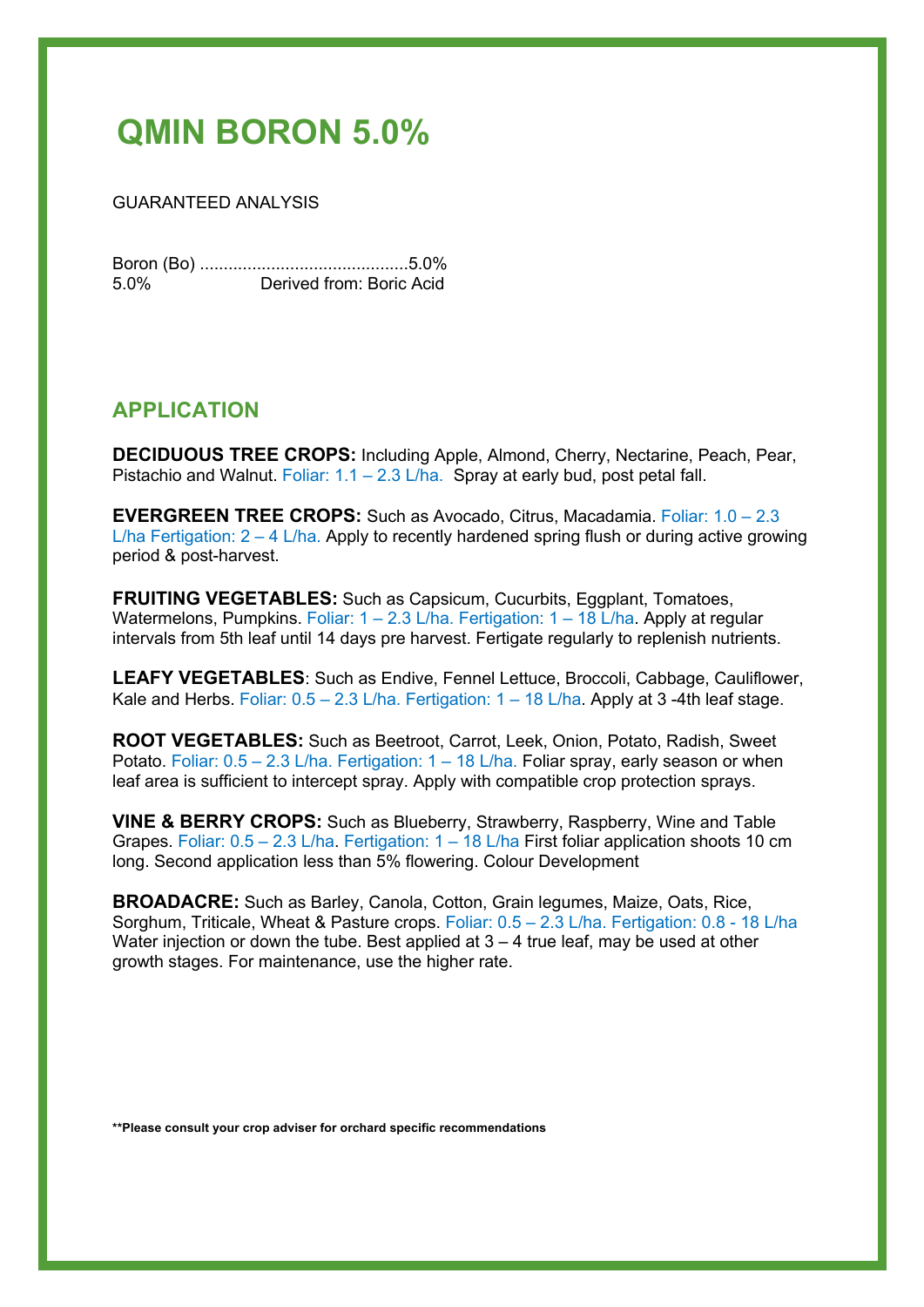# QMIN BORON 5.0%

GUARANTEED ANALYSIS

Boron (Bo) ...........................................5.0%
5.0% Derived from: Boric Acid

## APPLICATION

**DECIDUOUS TREE CROPS:** Including Apple, Almond, Cherry, Nectarine, Peach, Pear, Pistachio and Walnut. Foliar: 1.1 – 2.3 L/ha. Spray at early bud, post petal fall.

**EVERGREEN TREE CROPS:** Such as Avocado, Citrus, Macadamia. Foliar: 1.0 – 2.3 L/ha Fertigation: 2 – 4 L/ha. Apply to recently hardened spring flush or during active growing period & post-harvest.

**FRUITING VEGETABLES:** Such as Capsicum, Cucurbits, Eggplant, Tomatoes, Watermelons, Pumpkins. Foliar: 1 – 2.3 L/ha. Fertigation: 1 – 18 L/ha. Apply at regular intervals from 5th leaf until 14 days pre harvest. Fertigate regularly to replenish nutrients.

**LEAFY VEGETABLES**: Such as Endive, Fennel Lettuce, Broccoli, Cabbage, Cauliflower, Kale and Herbs. Foliar: 0.5 – 2.3 L/ha. Fertigation: 1 – 18 L/ha. Apply at 3 -4th leaf stage.

**ROOT VEGETABLES:** Such as Beetroot, Carrot, Leek, Onion, Potato, Radish, Sweet Potato. Foliar: 0.5 – 2.3 L/ha. Fertigation: 1 – 18 L/ha. Foliar spray, early season or when leaf area is sufficient to intercept spray. Apply with compatible crop protection sprays.

**VINE & BERRY CROPS:** Such as Blueberry, Strawberry, Raspberry, Wine and Table Grapes. Foliar: 0.5 – 2.3 L/ha. Fertigation: 1 – 18 L/ha First foliar application shoots 10 cm long. Second application less than 5% flowering. Colour Development

**BROADACRE:** Such as Barley, Canola, Cotton, Grain legumes, Maize, Oats, Rice, Sorghum, Triticale, Wheat & Pasture crops. Foliar: 0.5 – 2.3 L/ha. Fertigation: 0.8 - 18 L/ha Water injection or down the tube. Best applied at 3 – 4 true leaf, may be used at other growth stages. For maintenance, use the higher rate.

**\*\*Please consult your crop adviser for orchard specific recommendations**